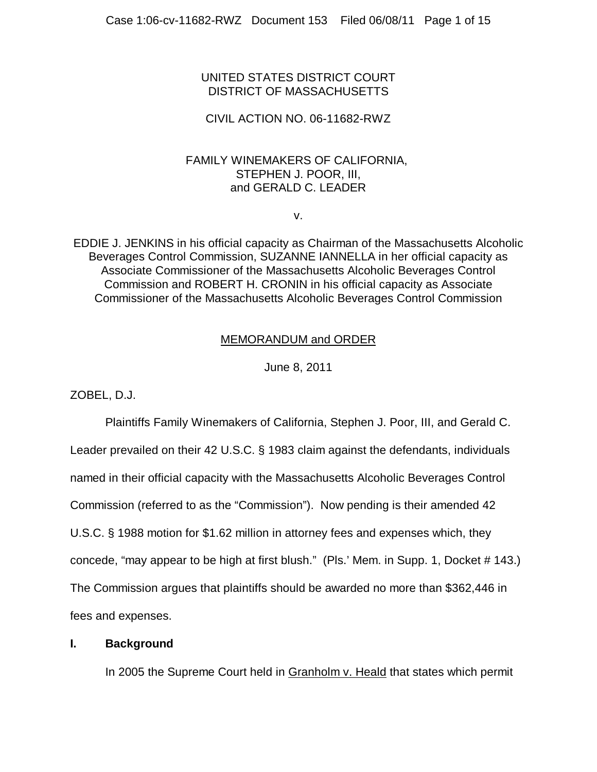UNITED STATES DISTRICT COURT
DISTRICT OF MASSACHUSETTS

CIVIL ACTION NO. 06-11682-RWZ

FAMILY WINEMAKERS OF CALIFORNIA,
STEPHEN J. POOR, III,
and GERALD C. LEADER

v.

EDDIE J. JENKINS in his official capacity as Chairman of the Massachusetts Alcoholic Beverages Control Commission, SUZANNE IANNELLA in her official capacity as Associate Commissioner of the Massachusetts Alcoholic Beverages Control Commission and ROBERT H. CRONIN in his official capacity as Associate Commissioner of the Massachusetts Alcoholic Beverages Control Commission

MEMORANDUM and ORDER

June 8, 2011

ZOBEL, D.J.

Plaintiffs Family Winemakers of California, Stephen J. Poor, III, and Gerald C. Leader prevailed on their 42 U.S.C. § 1983 claim against the defendants, individuals named in their official capacity with the Massachusetts Alcoholic Beverages Control Commission (referred to as the "Commission"). Now pending is their amended 42 U.S.C. § 1988 motion for $1.62 million in attorney fees and expenses which, they concede, "may appear to be high at first blush." (Pls.' Mem. in Supp. 1, Docket # 143.) The Commission argues that plaintiffs should be awarded no more than $362,446 in fees and expenses.

## I. Background

In 2005 the Supreme Court held in Granholm v. Heald that states which permit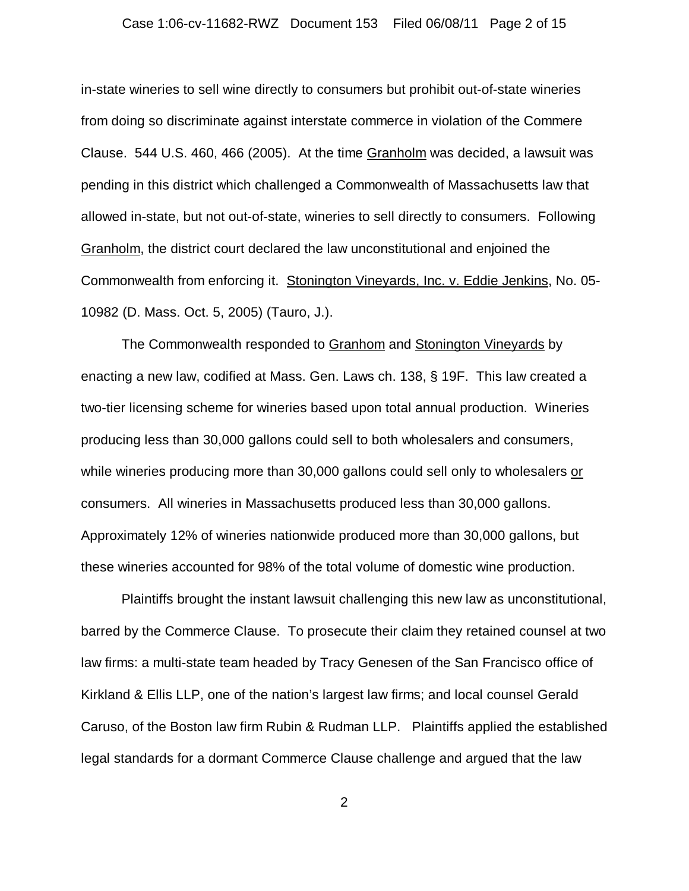in-state wineries to sell wine directly to consumers but prohibit out-of-state wineries from doing so discriminate against interstate commerce in violation of the Commere Clause. 544 U.S. 460, 466 (2005). At the time Granholm was decided, a lawsuit was pending in this district which challenged a Commonwealth of Massachusetts law that allowed in-state, but not out-of-state, wineries to sell directly to consumers. Following Granholm, the district court declared the law unconstitutional and enjoined the Commonwealth from enforcing it. Stonington Vineyards, Inc. v. Eddie Jenkins, No. 05-10982 (D. Mass. Oct. 5, 2005) (Tauro, J.).

The Commonwealth responded to Granhom and Stonington Vineyards by enacting a new law, codified at Mass. Gen. Laws ch. 138, § 19F. This law created a two-tier licensing scheme for wineries based upon total annual production. Wineries producing less than 30,000 gallons could sell to both wholesalers and consumers, while wineries producing more than 30,000 gallons could sell only to wholesalers or consumers. All wineries in Massachusetts produced less than 30,000 gallons. Approximately 12% of wineries nationwide produced more than 30,000 gallons, but these wineries accounted for 98% of the total volume of domestic wine production.

Plaintiffs brought the instant lawsuit challenging this new law as unconstitutional, barred by the Commerce Clause. To prosecute their claim they retained counsel at two law firms: a multi-state team headed by Tracy Genesen of the San Francisco office of Kirkland & Ellis LLP, one of the nation's largest law firms; and local counsel Gerald Caruso, of the Boston law firm Rubin & Rudman LLP. Plaintiffs applied the established legal standards for a dormant Commerce Clause challenge and argued that the law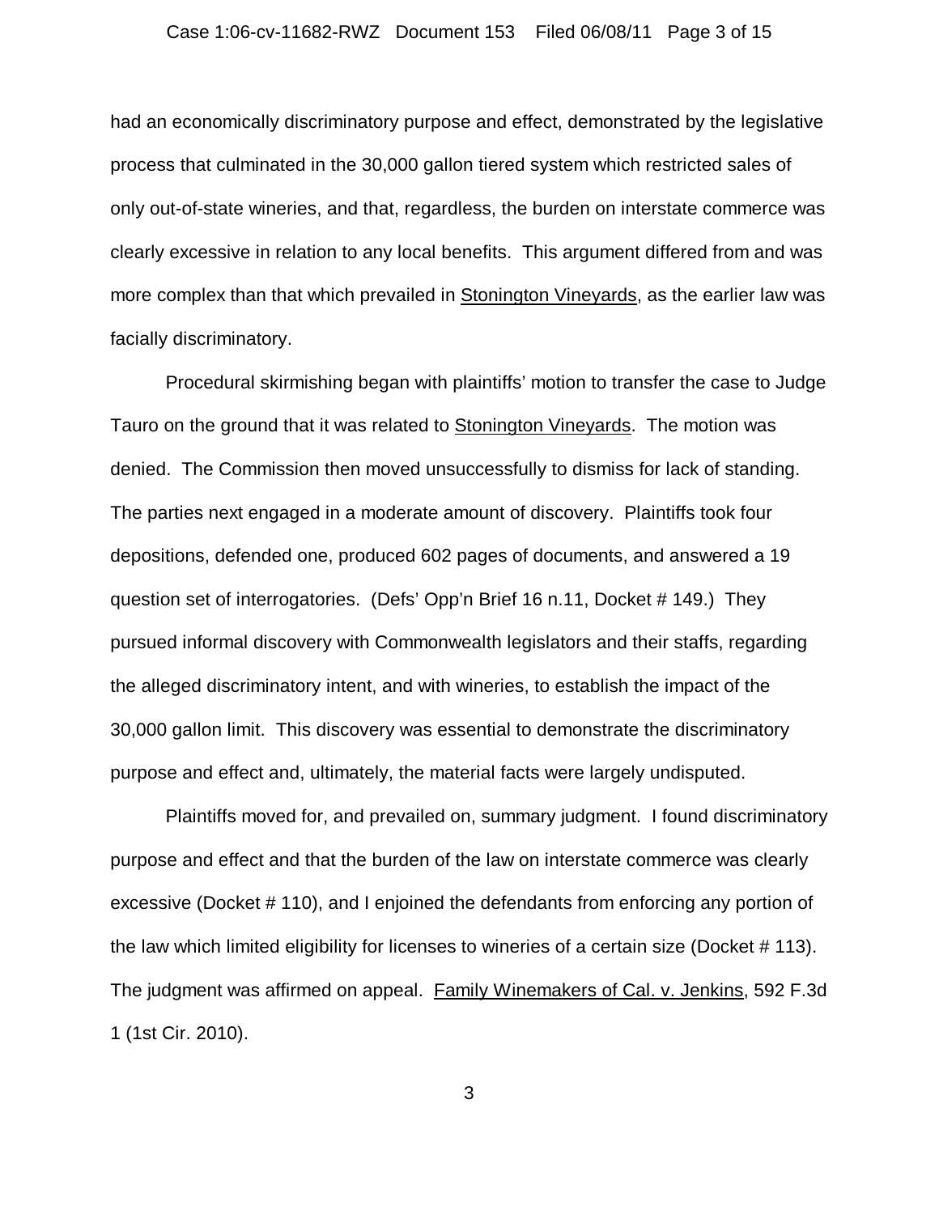had an economically discriminatory purpose and effect, demonstrated by the legislative process that culminated in the 30,000 gallon tiered system which restricted sales of only out-of-state wineries, and that, regardless, the burden on interstate commerce was clearly excessive in relation to any local benefits. This argument differed from and was more complex than that which prevailed in Stonington Vineyards, as the earlier law was facially discriminatory.

Procedural skirmishing began with plaintiffs' motion to transfer the case to Judge Tauro on the ground that it was related to Stonington Vineyards. The motion was denied. The Commission then moved unsuccessfully to dismiss for lack of standing. The parties next engaged in a moderate amount of discovery. Plaintiffs took four depositions, defended one, produced 602 pages of documents, and answered a 19 question set of interrogatories. (Defs' Opp'n Brief 16 n.11, Docket # 149.) They pursued informal discovery with Commonwealth legislators and their staffs, regarding the alleged discriminatory intent, and with wineries, to establish the impact of the 30,000 gallon limit. This discovery was essential to demonstrate the discriminatory purpose and effect and, ultimately, the material facts were largely undisputed.

Plaintiffs moved for, and prevailed on, summary judgment. I found discriminatory purpose and effect and that the burden of the law on interstate commerce was clearly excessive (Docket # 110), and I enjoined the defendants from enforcing any portion of the law which limited eligibility for licenses to wineries of a certain size (Docket # 113). The judgment was affirmed on appeal. Family Winemakers of Cal. v. Jenkins, 592 F.3d 1 (1st Cir. 2010).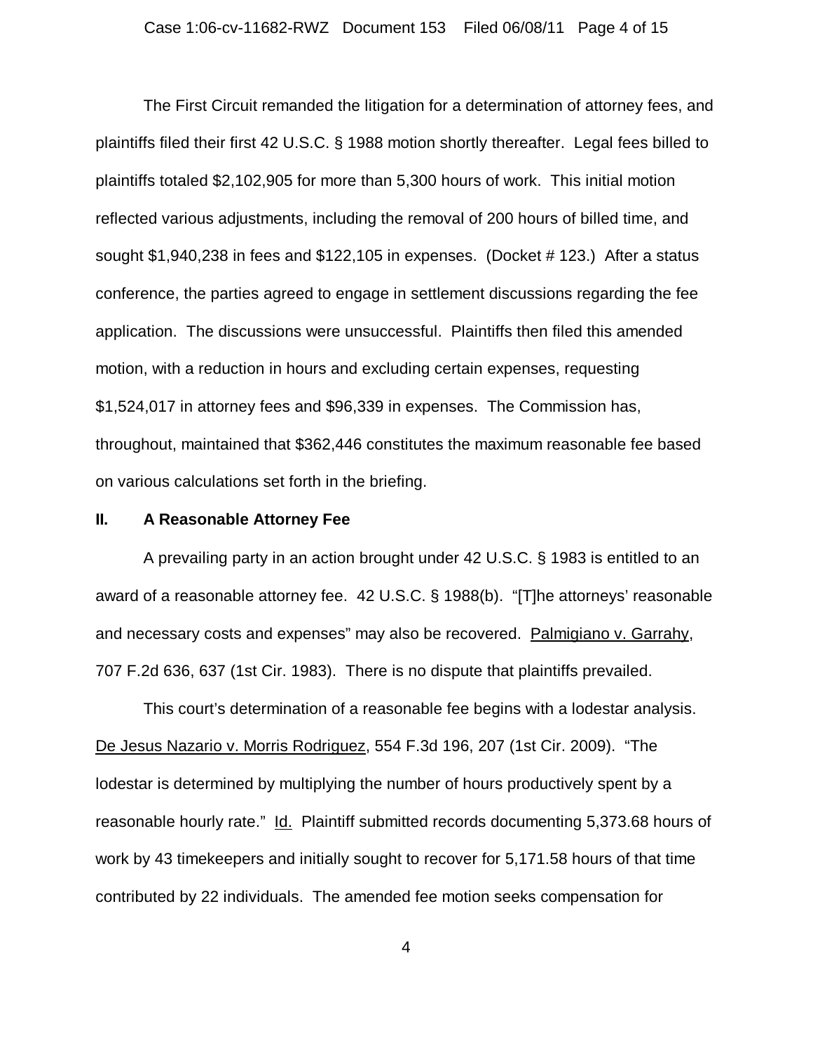The First Circuit remanded the litigation for a determination of attorney fees, and plaintiffs filed their first 42 U.S.C. § 1988 motion shortly thereafter. Legal fees billed to plaintiffs totaled $2,102,905 for more than 5,300 hours of work. This initial motion reflected various adjustments, including the removal of 200 hours of billed time, and sought $1,940,238 in fees and $122,105 in expenses. (Docket # 123.) After a status conference, the parties agreed to engage in settlement discussions regarding the fee application. The discussions were unsuccessful. Plaintiffs then filed this amended motion, with a reduction in hours and excluding certain expenses, requesting $1,524,017 in attorney fees and $96,339 in expenses. The Commission has, throughout, maintained that $362,446 constitutes the maximum reasonable fee based on various calculations set forth in the briefing.

## II. A Reasonable Attorney Fee

A prevailing party in an action brought under 42 U.S.C. § 1983 is entitled to an award of a reasonable attorney fee. 42 U.S.C. § 1988(b). "[T]he attorneys' reasonable and necessary costs and expenses" may also be recovered. Palmigiano v. Garrahy, 707 F.2d 636, 637 (1st Cir. 1983). There is no dispute that plaintiffs prevailed.

This court's determination of a reasonable fee begins with a lodestar analysis. De Jesus Nazario v. Morris Rodriguez, 554 F.3d 196, 207 (1st Cir. 2009). "The lodestar is determined by multiplying the number of hours productively spent by a reasonable hourly rate." Id. Plaintiff submitted records documenting 5,373.68 hours of work by 43 timekeepers and initially sought to recover for 5,171.58 hours of that time contributed by 22 individuals. The amended fee motion seeks compensation for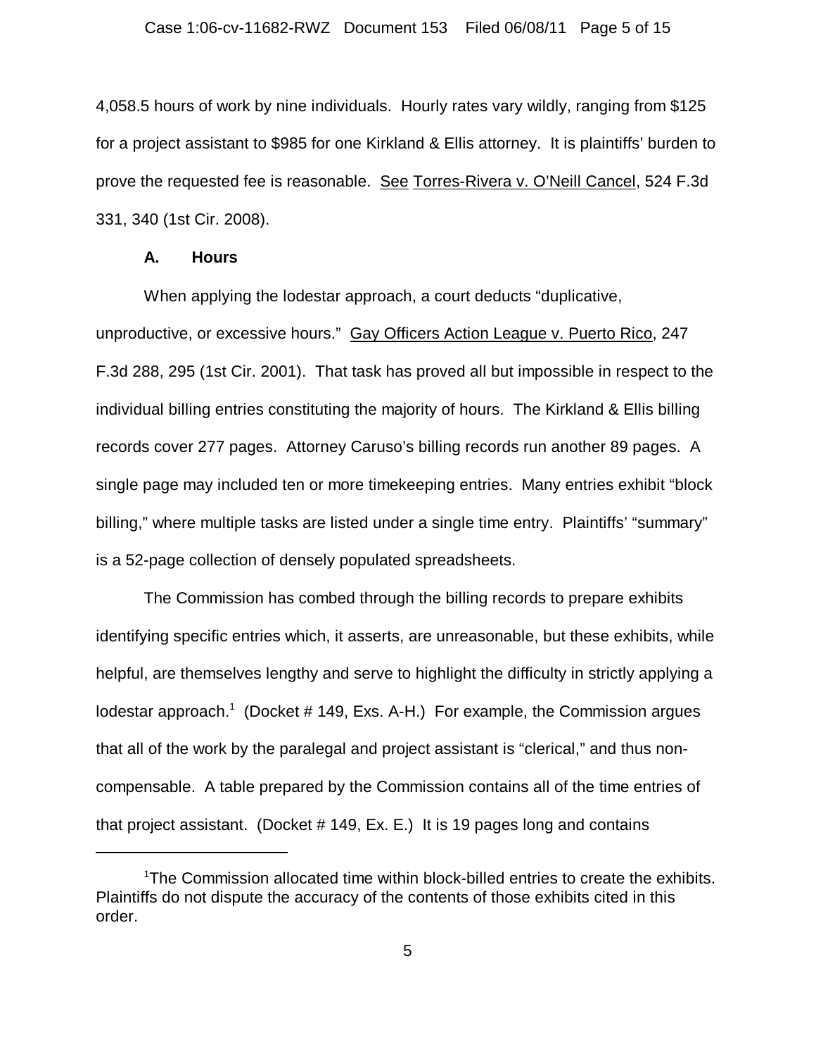4,058.5 hours of work by nine individuals. Hourly rates vary wildly, ranging from $125 for a project assistant to $985 for one Kirkland & Ellis attorney. It is plaintiffs' burden to prove the requested fee is reasonable. See Torres-Rivera v. O'Neill Cancel, 524 F.3d 331, 340 (1st Cir. 2008).

### A. Hours

When applying the lodestar approach, a court deducts "duplicative, unproductive, or excessive hours." Gay Officers Action League v. Puerto Rico, 247 F.3d 288, 295 (1st Cir. 2001). That task has proved all but impossible in respect to the individual billing entries constituting the majority of hours. The Kirkland & Ellis billing records cover 277 pages. Attorney Caruso's billing records run another 89 pages. A single page may included ten or more timekeeping entries. Many entries exhibit "block billing," where multiple tasks are listed under a single time entry. Plaintiffs' "summary" is a 52-page collection of densely populated spreadsheets.

The Commission has combed through the billing records to prepare exhibits identifying specific entries which, it asserts, are unreasonable, but these exhibits, while helpful, are themselves lengthy and serve to highlight the difficulty in strictly applying a lodestar approach.[1] (Docket # 149, Exs. A-H.) For example, the Commission argues that all of the work by the paralegal and project assistant is "clerical," and thus non-compensable. A table prepared by the Commission contains all of the time entries of that project assistant. (Docket # 149, Ex. E.) It is 19 pages long and contains

---

[1] The Commission allocated time within block-billed entries to create the exhibits. Plaintiffs do not dispute the accuracy of the contents of those exhibits cited in this order.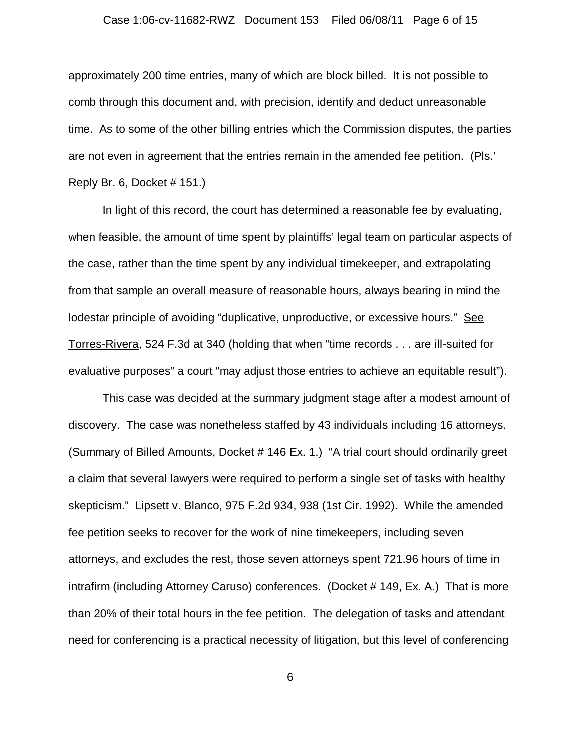approximately 200 time entries, many of which are block billed. It is not possible to comb through this document and, with precision, identify and deduct unreasonable time. As to some of the other billing entries which the Commission disputes, the parties are not even in agreement that the entries remain in the amended fee petition. (Pls.' Reply Br. 6, Docket # 151.)

In light of this record, the court has determined a reasonable fee by evaluating, when feasible, the amount of time spent by plaintiffs' legal team on particular aspects of the case, rather than the time spent by any individual timekeeper, and extrapolating from that sample an overall measure of reasonable hours, always bearing in mind the lodestar principle of avoiding "duplicative, unproductive, or excessive hours." See Torres-Rivera, 524 F.3d at 340 (holding that when "time records . . . are ill-suited for evaluative purposes" a court "may adjust those entries to achieve an equitable result").

This case was decided at the summary judgment stage after a modest amount of discovery. The case was nonetheless staffed by 43 individuals including 16 attorneys. (Summary of Billed Amounts, Docket # 146 Ex. 1.) "A trial court should ordinarily greet a claim that several lawyers were required to perform a single set of tasks with healthy skepticism." Lipsett v. Blanco, 975 F.2d 934, 938 (1st Cir. 1992). While the amended fee petition seeks to recover for the work of nine timekeepers, including seven attorneys, and excludes the rest, those seven attorneys spent 721.96 hours of time in intrafirm (including Attorney Caruso) conferences. (Docket # 149, Ex. A.) That is more than 20% of their total hours in the fee petition. The delegation of tasks and attendant need for conferencing is a practical necessity of litigation, but this level of conferencing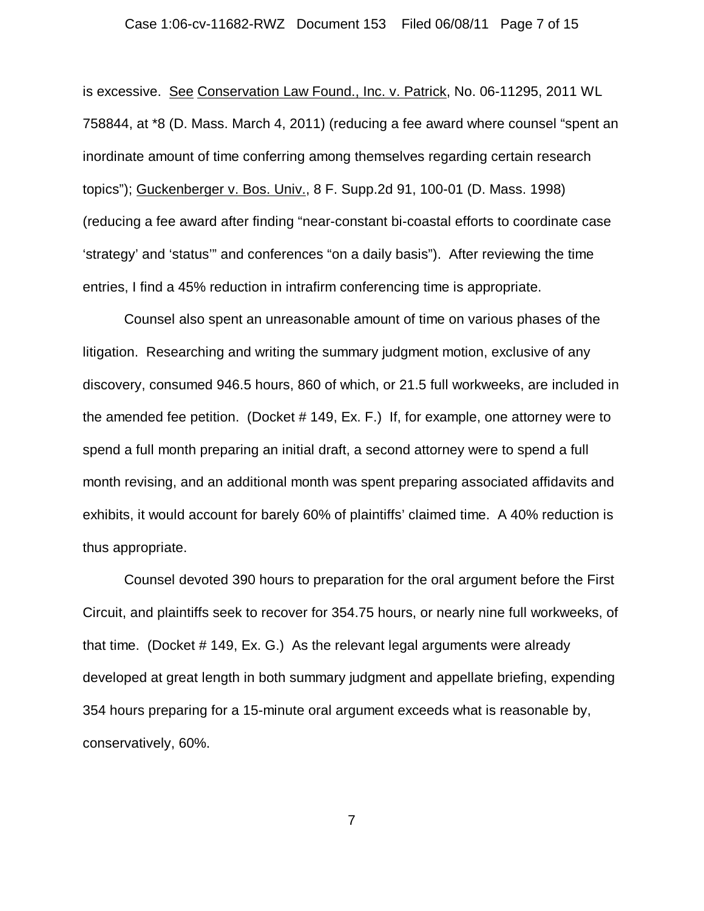is excessive. See Conservation Law Found., Inc. v. Patrick, No. 06-11295, 2011 WL 758844, at *8 (D. Mass. March 4, 2011) (reducing a fee award where counsel "spent an inordinate amount of time conferring among themselves regarding certain research topics"); Guckenberger v. Bos. Univ., 8 F. Supp.2d 91, 100-01 (D. Mass. 1998) (reducing a fee award after finding "near-constant bi-coastal efforts to coordinate case 'strategy' and 'status'" and conferences "on a daily basis"). After reviewing the time entries, I find a 45% reduction in intrafirm conferencing time is appropriate.

Counsel also spent an unreasonable amount of time on various phases of the litigation. Researching and writing the summary judgment motion, exclusive of any discovery, consumed 946.5 hours, 860 of which, or 21.5 full workweeks, are included in the amended fee petition. (Docket # 149, Ex. F.) If, for example, one attorney were to spend a full month preparing an initial draft, a second attorney were to spend a full month revising, and an additional month was spent preparing associated affidavits and exhibits, it would account for barely 60% of plaintiffs' claimed time. A 40% reduction is thus appropriate.

Counsel devoted 390 hours to preparation for the oral argument before the First Circuit, and plaintiffs seek to recover for 354.75 hours, or nearly nine full workweeks, of that time. (Docket # 149, Ex. G.) As the relevant legal arguments were already developed at great length in both summary judgment and appellate briefing, expending 354 hours preparing for a 15-minute oral argument exceeds what is reasonable by, conservatively, 60%.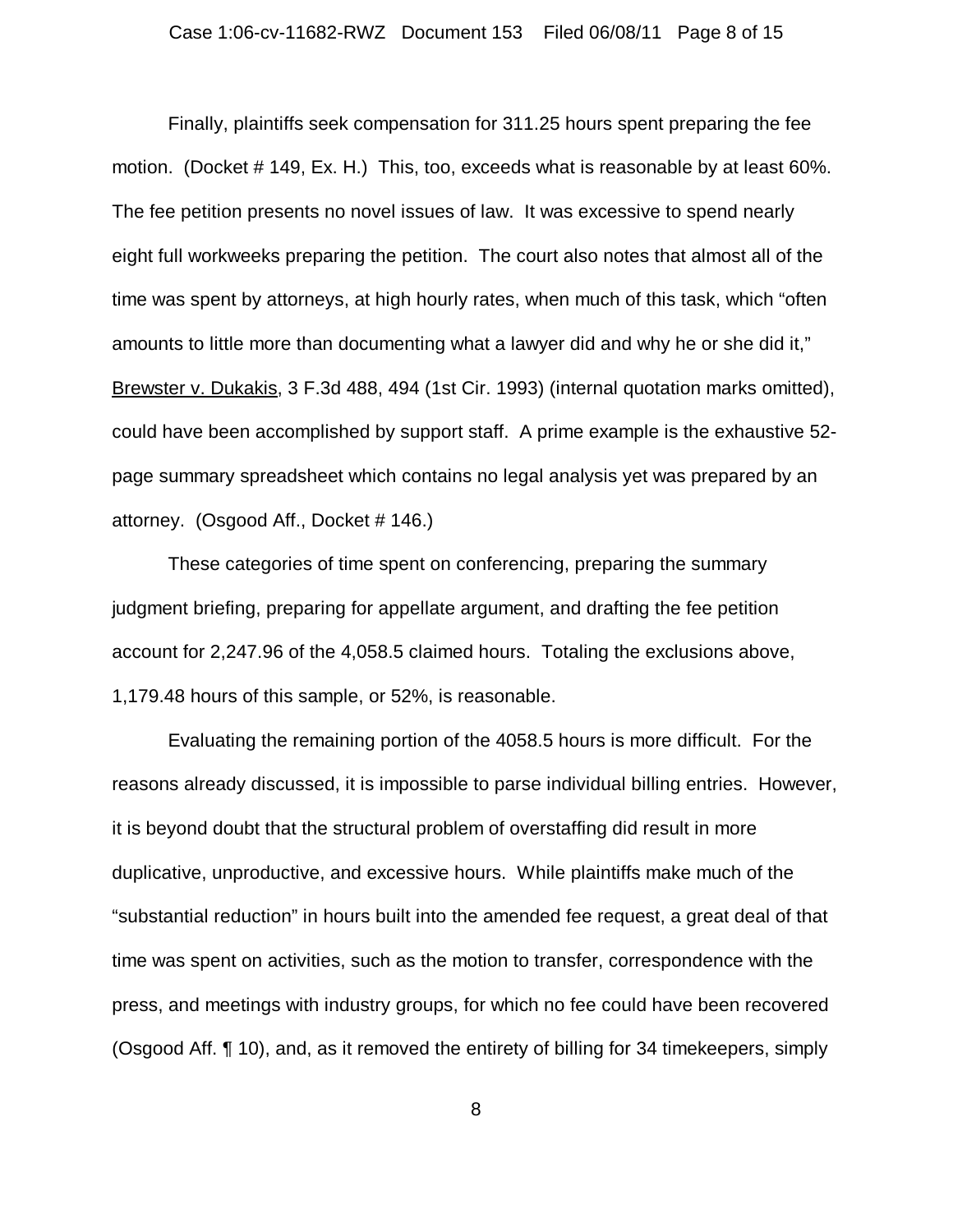Finally, plaintiffs seek compensation for 311.25 hours spent preparing the fee motion. (Docket # 149, Ex. H.) This, too, exceeds what is reasonable by at least 60%. The fee petition presents no novel issues of law. It was excessive to spend nearly eight full workweeks preparing the petition. The court also notes that almost all of the time was spent by attorneys, at high hourly rates, when much of this task, which "often amounts to little more than documenting what a lawyer did and why he or she did it," Brewster v. Dukakis, 3 F.3d 488, 494 (1st Cir. 1993) (internal quotation marks omitted), could have been accomplished by support staff. A prime example is the exhaustive 52-page summary spreadsheet which contains no legal analysis yet was prepared by an attorney. (Osgood Aff., Docket # 146.)

These categories of time spent on conferencing, preparing the summary judgment briefing, preparing for appellate argument, and drafting the fee petition account for 2,247.96 of the 4,058.5 claimed hours. Totaling the exclusions above, 1,179.48 hours of this sample, or 52%, is reasonable.

Evaluating the remaining portion of the 4058.5 hours is more difficult. For the reasons already discussed, it is impossible to parse individual billing entries. However, it is beyond doubt that the structural problem of overstaffing did result in more duplicative, unproductive, and excessive hours. While plaintiffs make much of the "substantial reduction" in hours built into the amended fee request, a great deal of that time was spent on activities, such as the motion to transfer, correspondence with the press, and meetings with industry groups, for which no fee could have been recovered (Osgood Aff. ¶ 10), and, as it removed the entirety of billing for 34 timekeepers, simply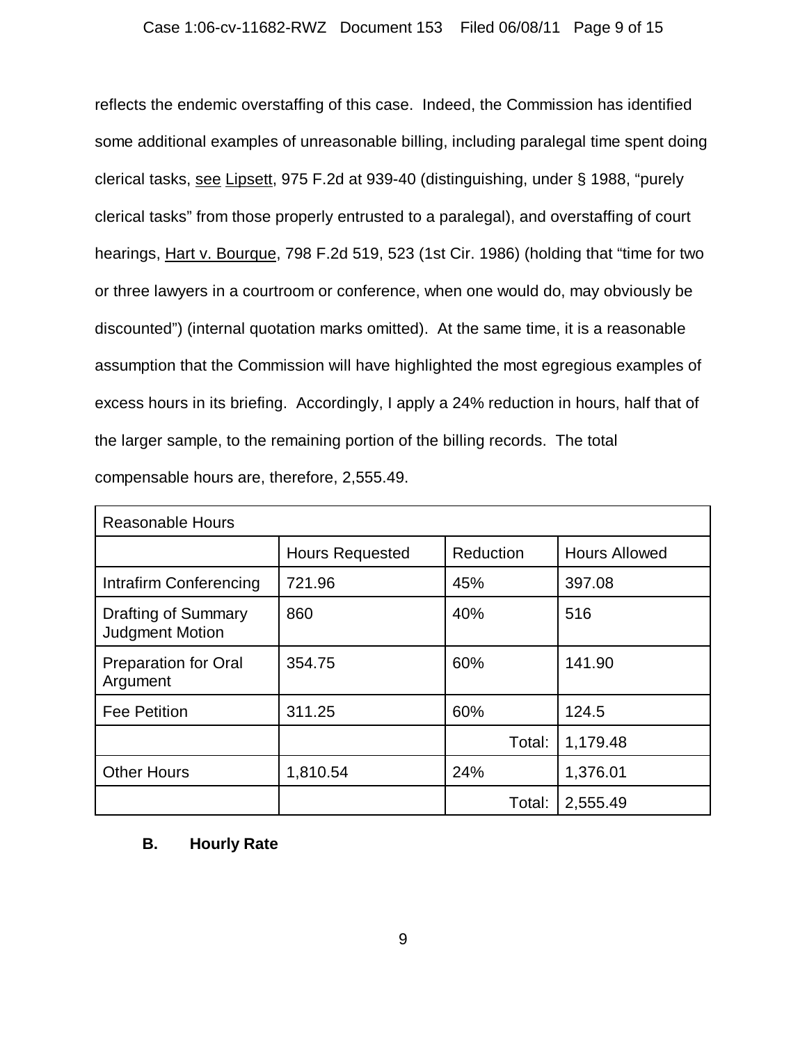reflects the endemic overstaffing of this case. Indeed, the Commission has identified some additional examples of unreasonable billing, including paralegal time spent doing clerical tasks, see Lipsett, 975 F.2d at 939-40 (distinguishing, under § 1988, "purely clerical tasks" from those properly entrusted to a paralegal), and overstaffing of court hearings, Hart v. Bourque, 798 F.2d 519, 523 (1st Cir. 1986) (holding that "time for two or three lawyers in a courtroom or conference, when one would do, may obviously be discounted") (internal quotation marks omitted). At the same time, it is a reasonable assumption that the Commission will have highlighted the most egregious examples of excess hours in its briefing. Accordingly, I apply a 24% reduction in hours, half that of the larger sample, to the remaining portion of the billing records. The total compensable hours are, therefore, 2,555.49.

| Reasonable Hours | | | |
|---|---|---|---|
| | Hours Requested | Reduction | Hours Allowed |
| Intrafirm Conferencing | 721.96 | 45% | 397.08 |
| Drafting of Summary Judgment Motion | 860 | 40% | 516 |
| Preparation for Oral Argument | 354.75 | 60% | 141.90 |
| Fee Petition | 311.25 | 60% | 124.5 |
| | | Total: | 1,179.48 |
| Other Hours | 1,810.54 | 24% | 1,376.01 |
| | | Total: | 2,555.49 |

### B. Hourly Rate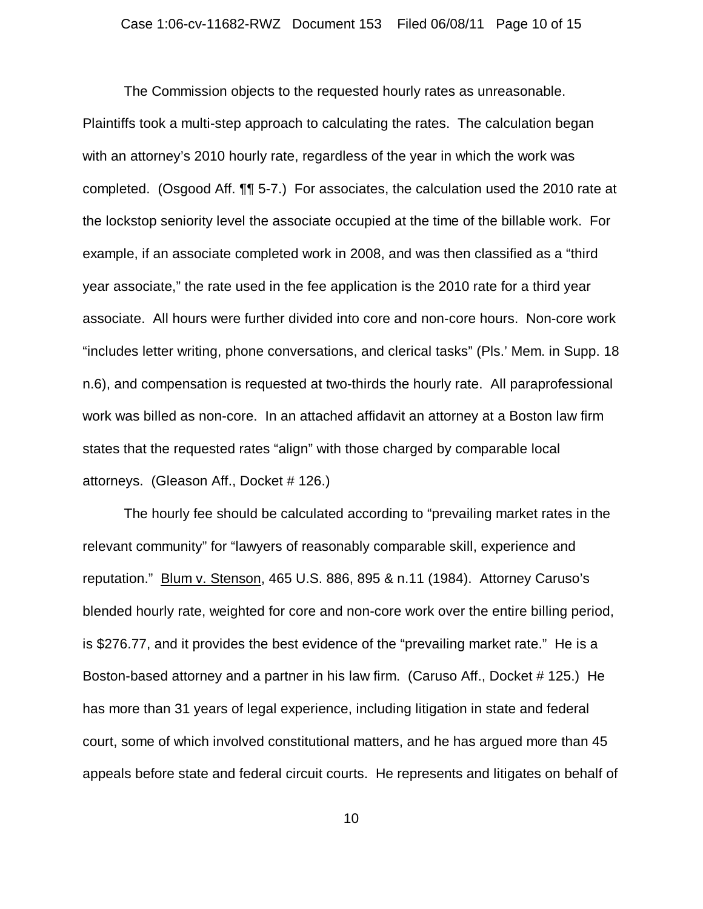The Commission objects to the requested hourly rates as unreasonable. Plaintiffs took a multi-step approach to calculating the rates. The calculation began with an attorney's 2010 hourly rate, regardless of the year in which the work was completed. (Osgood Aff. ¶¶ 5-7.) For associates, the calculation used the 2010 rate at the lockstop seniority level the associate occupied at the time of the billable work. For example, if an associate completed work in 2008, and was then classified as a "third year associate," the rate used in the fee application is the 2010 rate for a third year associate. All hours were further divided into core and non-core hours. Non-core work "includes letter writing, phone conversations, and clerical tasks" (Pls.' Mem. in Supp. 18 n.6), and compensation is requested at two-thirds the hourly rate. All paraprofessional work was billed as non-core. In an attached affidavit an attorney at a Boston law firm states that the requested rates "align" with those charged by comparable local attorneys. (Gleason Aff., Docket # 126.)

The hourly fee should be calculated according to "prevailing market rates in the relevant community" for "lawyers of reasonably comparable skill, experience and reputation." Blum v. Stenson, 465 U.S. 886, 895 & n.11 (1984). Attorney Caruso's blended hourly rate, weighted for core and non-core work over the entire billing period, is $276.77, and it provides the best evidence of the "prevailing market rate." He is a Boston-based attorney and a partner in his law firm. (Caruso Aff., Docket # 125.) He has more than 31 years of legal experience, including litigation in state and federal court, some of which involved constitutional matters, and he has argued more than 45 appeals before state and federal circuit courts. He represents and litigates on behalf of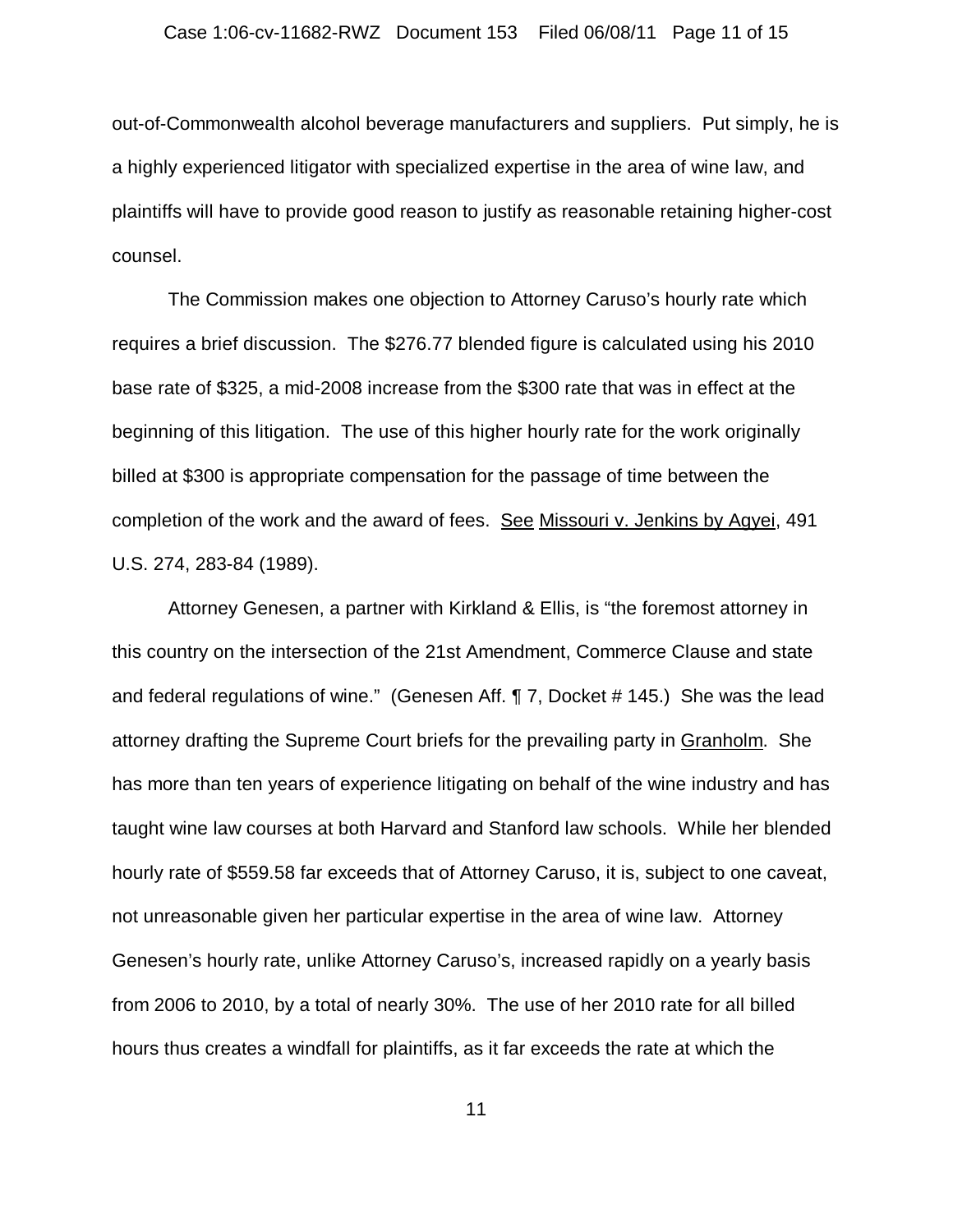out-of-Commonwealth alcohol beverage manufacturers and suppliers. Put simply, he is a highly experienced litigator with specialized expertise in the area of wine law, and plaintiffs will have to provide good reason to justify as reasonable retaining higher-cost counsel.

The Commission makes one objection to Attorney Caruso's hourly rate which requires a brief discussion. The $276.77 blended figure is calculated using his 2010 base rate of $325, a mid-2008 increase from the $300 rate that was in effect at the beginning of this litigation. The use of this higher hourly rate for the work originally billed at $300 is appropriate compensation for the passage of time between the completion of the work and the award of fees. See Missouri v. Jenkins by Agyei, 491 U.S. 274, 283-84 (1989).

Attorney Genesen, a partner with Kirkland & Ellis, is "the foremost attorney in this country on the intersection of the 21st Amendment, Commerce Clause and state and federal regulations of wine." (Genesen Aff. ¶ 7, Docket # 145.) She was the lead attorney drafting the Supreme Court briefs for the prevailing party in Granholm. She has more than ten years of experience litigating on behalf of the wine industry and has taught wine law courses at both Harvard and Stanford law schools. While her blended hourly rate of $559.58 far exceeds that of Attorney Caruso, it is, subject to one caveat, not unreasonable given her particular expertise in the area of wine law. Attorney Genesen's hourly rate, unlike Attorney Caruso's, increased rapidly on a yearly basis from 2006 to 2010, by a total of nearly 30%. The use of her 2010 rate for all billed hours thus creates a windfall for plaintiffs, as it far exceeds the rate at which the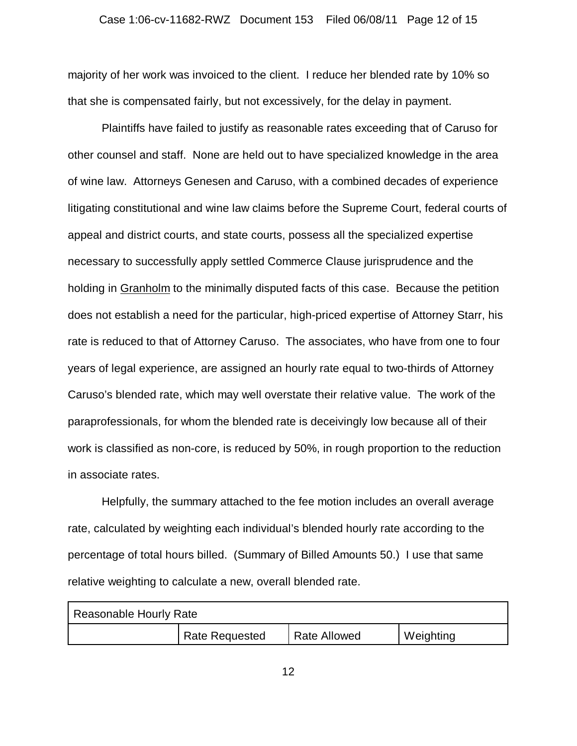majority of her work was invoiced to the client. I reduce her blended rate by 10% so that she is compensated fairly, but not excessively, for the delay in payment.

Plaintiffs have failed to justify as reasonable rates exceeding that of Caruso for other counsel and staff. None are held out to have specialized knowledge in the area of wine law. Attorneys Genesen and Caruso, with a combined decades of experience litigating constitutional and wine law claims before the Supreme Court, federal courts of appeal and district courts, and state courts, possess all the specialized expertise necessary to successfully apply settled Commerce Clause jurisprudence and the holding in Granholm to the minimally disputed facts of this case. Because the petition does not establish a need for the particular, high-priced expertise of Attorney Starr, his rate is reduced to that of Attorney Caruso. The associates, who have from one to four years of legal experience, are assigned an hourly rate equal to two-thirds of Attorney Caruso's blended rate, which may well overstate their relative value. The work of the paraprofessionals, for whom the blended rate is deceivingly low because all of their work is classified as non-core, is reduced by 50%, in rough proportion to the reduction in associate rates.

Helpfully, the summary attached to the fee motion includes an overall average rate, calculated by weighting each individual's blended hourly rate according to the percentage of total hours billed. (Summary of Billed Amounts 50.) I use that same relative weighting to calculate a new, overall blended rate.

| Reasonable Hourly Rate | | | |
|---|---|---|---|
| | Rate Requested | Rate Allowed | Weighting |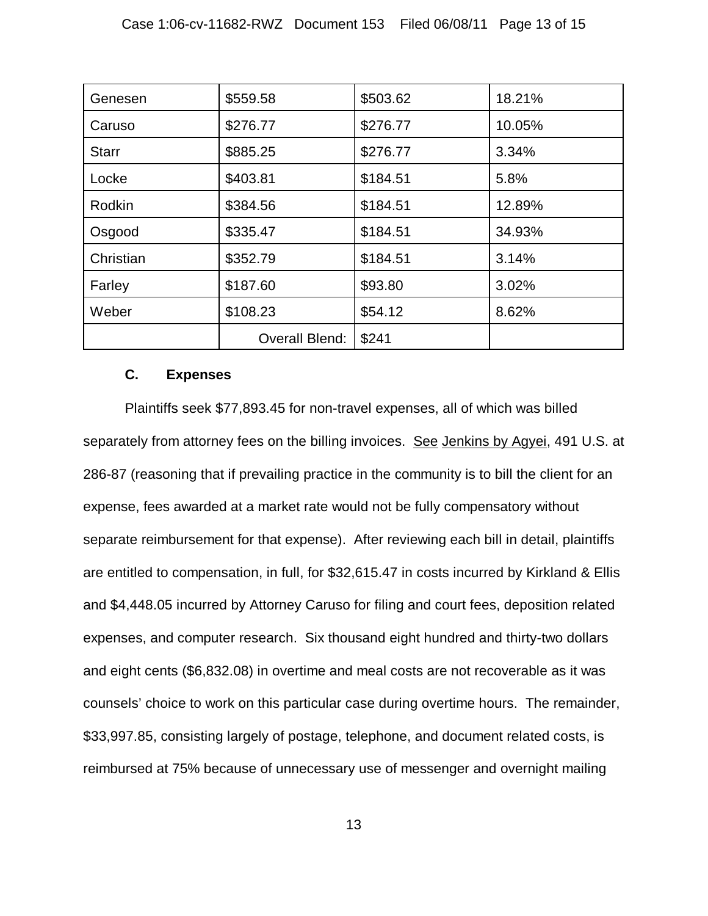| | | | |
|---|---|---|---|
| Genesen | $559.58 | $503.62 | 18.21% |
| Caruso | $276.77 | $276.77 | 10.05% |
| Starr | $885.25 | $276.77 | 3.34% |
| Locke | $403.81 | $184.51 | 5.8% |
| Rodkin | $384.56 | $184.51 | 12.89% |
| Osgood | $335.47 | $184.51 | 34.93% |
| Christian | $352.79 | $184.51 | 3.14% |
| Farley | $187.60 | $93.80 | 3.02% |
| Weber | $108.23 | $54.12 | 8.62% |
| | Overall Blend: | $241 | |

### C. Expenses

Plaintiffs seek $77,893.45 for non-travel expenses, all of which was billed separately from attorney fees on the billing invoices. See Jenkins by Agyei, 491 U.S. at 286-87 (reasoning that if prevailing practice in the community is to bill the client for an expense, fees awarded at a market rate would not be fully compensatory without separate reimbursement for that expense). After reviewing each bill in detail, plaintiffs are entitled to compensation, in full, for $32,615.47 in costs incurred by Kirkland & Ellis and $4,448.05 incurred by Attorney Caruso for filing and court fees, deposition related expenses, and computer research. Six thousand eight hundred and thirty-two dollars and eight cents ($6,832.08) in overtime and meal costs are not recoverable as it was counsels' choice to work on this particular case during overtime hours. The remainder, $33,997.85, consisting largely of postage, telephone, and document related costs, is reimbursed at 75% because of unnecessary use of messenger and overnight mailing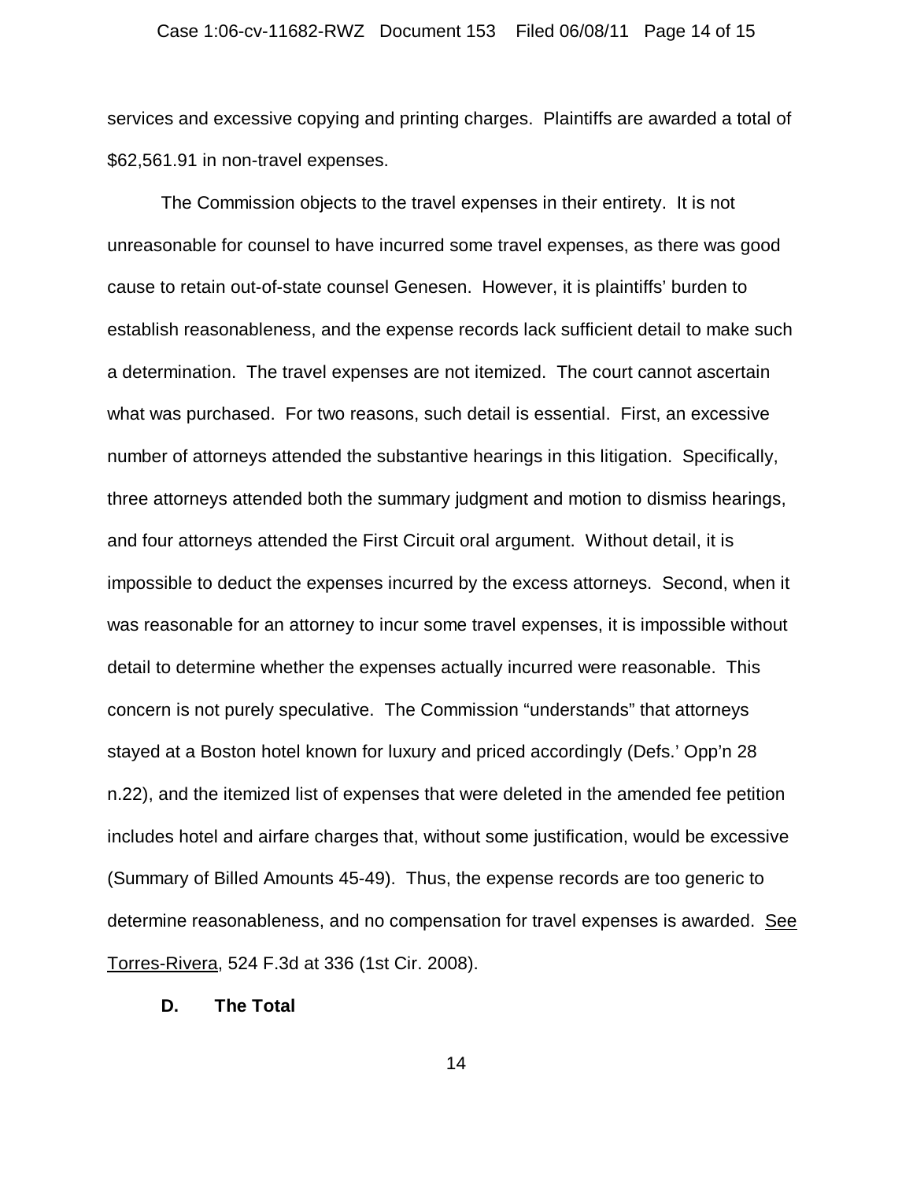services and excessive copying and printing charges. Plaintiffs are awarded a total of $62,561.91 in non-travel expenses.

The Commission objects to the travel expenses in their entirety. It is not unreasonable for counsel to have incurred some travel expenses, as there was good cause to retain out-of-state counsel Genesen. However, it is plaintiffs' burden to establish reasonableness, and the expense records lack sufficient detail to make such a determination. The travel expenses are not itemized. The court cannot ascertain what was purchased. For two reasons, such detail is essential. First, an excessive number of attorneys attended the substantive hearings in this litigation. Specifically, three attorneys attended both the summary judgment and motion to dismiss hearings, and four attorneys attended the First Circuit oral argument. Without detail, it is impossible to deduct the expenses incurred by the excess attorneys. Second, when it was reasonable for an attorney to incur some travel expenses, it is impossible without detail to determine whether the expenses actually incurred were reasonable. This concern is not purely speculative. The Commission "understands" that attorneys stayed at a Boston hotel known for luxury and priced accordingly (Defs.' Opp'n 28 n.22), and the itemized list of expenses that were deleted in the amended fee petition includes hotel and airfare charges that, without some justification, would be excessive (Summary of Billed Amounts 45-49). Thus, the expense records are too generic to determine reasonableness, and no compensation for travel expenses is awarded. See Torres-Rivera, 524 F.3d at 336 (1st Cir. 2008).

### D. The Total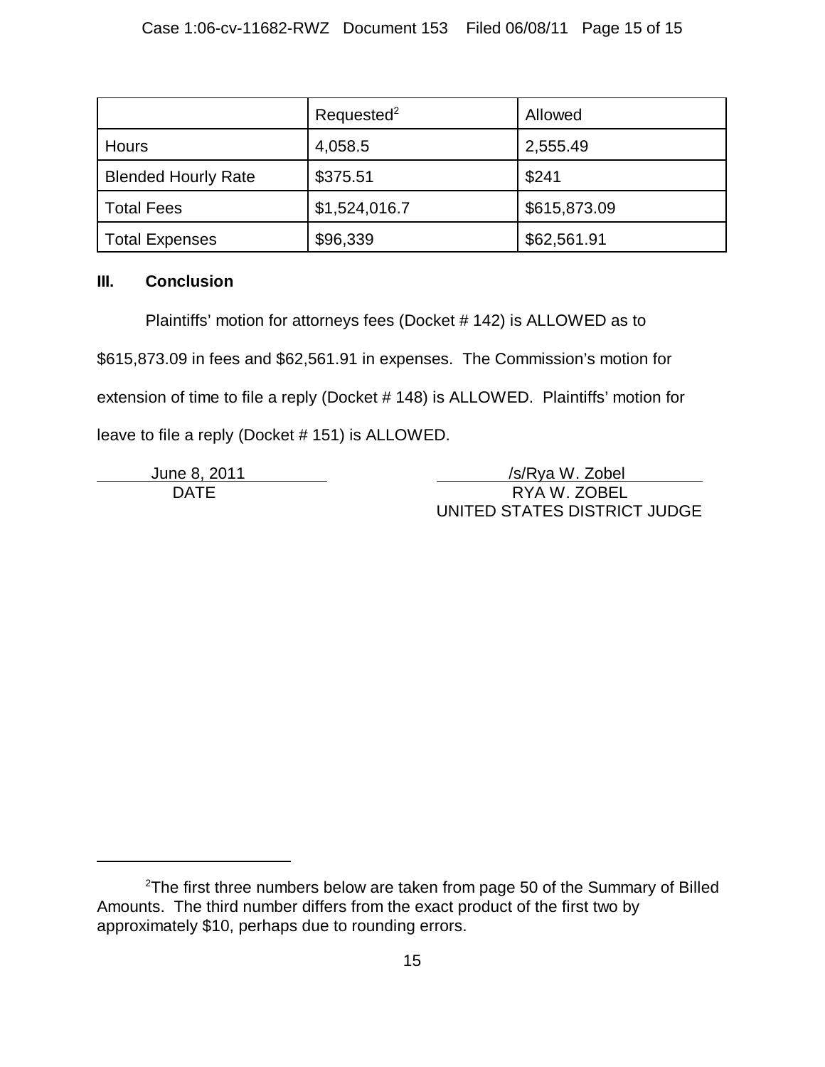| | Requested[2] | Allowed |
| --- | --- | --- |
| Hours | 4,058.5 | 2,555.49 |
| Blended Hourly Rate | \$375.51 | \$241 |
| Total Fees | \$1,524,016.7 | \$615,873.09 |
| Total Expenses | \$96,339 | \$62,561.91 |

### III. Conclusion

Plaintiffs' motion for attorneys fees (Docket # 142) is ALLOWED as to \$615,873.09 in fees and \$62,561.91 in expenses. The Commission's motion for extension of time to file a reply (Docket # 148) is ALLOWED. Plaintiffs' motion for leave to file a reply (Docket # 151) is ALLOWED.

June 8, 2011
DATE

/s/Rya W. Zobel
RYA W. ZOBEL
UNITED STATES DISTRICT JUDGE

[2]The first three numbers below are taken from page 50 of the Summary of Billed Amounts. The third number differs from the exact product of the first two by approximately \$10, perhaps due to rounding errors.